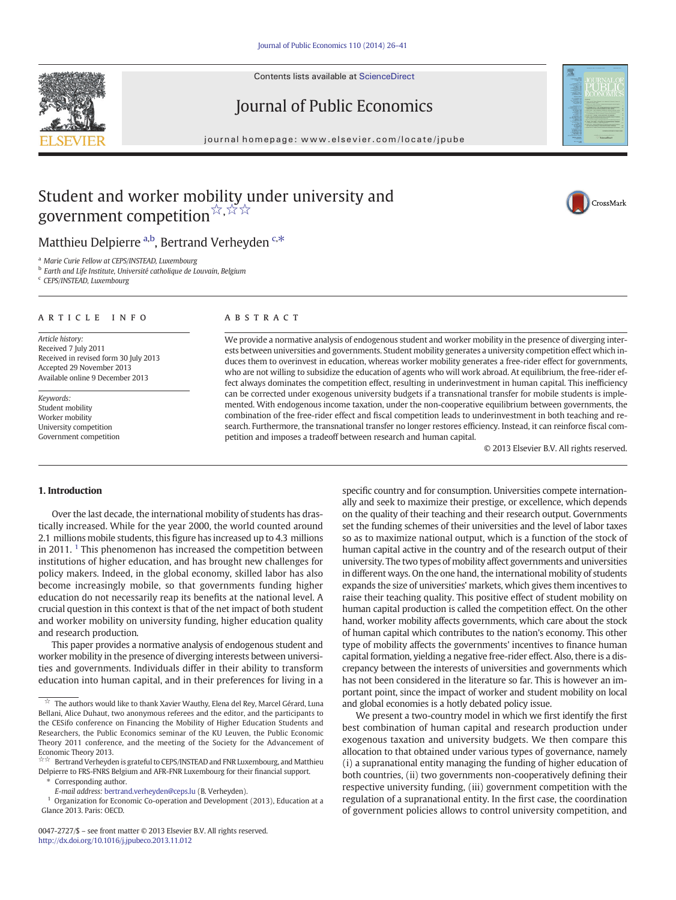# Student and worker mobility under university and government competition[☆,☆☆]

Matthieu Delpierre [a,b], Bertrand Verheyden [c,*]

[a] Marie Curie Fellow at CEPS/INSTEAD, Luxembourg

[b] Earth and Life Institute, Université catholique de Louvain, Belgium

[c] CEPS/INSTEAD, Luxembourg

## ARTICLE INFO

*Article history:*
Received 7 July 2011
Received in revised form 30 July 2013
Accepted 29 November 2013
Available online 9 December 2013

*Keywords:*
Student mobility
Worker mobility
University competition
Government competition

## ABSTRACT

We provide a normative analysis of endogenous student and worker mobility in the presence of diverging interests between universities and governments. Student mobility generates a university competition effect which induces them to overinvest in education, whereas worker mobility generates a free-rider effect for governments, who are not willing to subsidize the education of agents who will work abroad. At equilibrium, the free-rider effect always dominates the competition effect, resulting in underinvestment in human capital. This inefficiency can be corrected under exogenous university budgets if a transnational transfer for mobile students is implemented. With endogenous income taxation, under the non-cooperative equilibrium between governments, the combination of the free-rider effect and fiscal competition leads to underinvestment in both teaching and research. Furthermore, the transnational transfer no longer restores efficiency. Instead, it can reinforce fiscal competition and imposes a tradeoff between research and human capital.

© 2013 Elsevier B.V. All rights reserved.

## 1. Introduction

Over the last decade, the international mobility of students has drastically increased. While for the year 2000, the world counted around 2.1 millions mobile students, this figure has increased up to 4.3 millions in 2011. [1] This phenomenon has increased the competition between institutions of higher education, and has brought new challenges for policy makers. Indeed, in the global economy, skilled labor has also become increasingly mobile, so that governments funding higher education do not necessarily reap its benefits at the national level. A crucial question in this context is that of the net impact of both student and worker mobility on university funding, higher education quality and research production.

This paper provides a normative analysis of endogenous student and worker mobility in the presence of diverging interests between universities and governments. Individuals differ in their ability to transform education into human capital, and in their preferences for living in a specific country and for consumption. Universities compete internationally and seek to maximize their prestige, or excellence, which depends on the quality of their teaching and their research output. Governments set the funding schemes of their universities and the level of labor taxes so as to maximize national output, which is a function of the stock of human capital active in the country and of the research output of their university. The two types of mobility affect governments and universities in different ways. On the one hand, the international mobility of students expands the size of universities' markets, which gives them incentives to raise their teaching quality. This positive effect of student mobility on human capital production is called the competition effect. On the other hand, worker mobility affects governments, which care about the stock of human capital which contributes to the nation's economy. This other type of mobility affects the governments' incentives to finance human capital formation, yielding a negative free-rider effect. Also, there is a discrepancy between the interests of universities and governments which has not been considered in the literature so far. This is however an important point, since the impact of worker and student mobility on local and global economies is a hotly debated policy issue.

We present a two-country model in which we first identify the first best combination of human capital and research production under exogenous taxation and university budgets. We then compare this allocation to that obtained under various types of governance, namely (i) a supranational entity managing the funding of higher education of both countries, (ii) two governments non-cooperatively defining their respective university funding, (iii) government competition with the regulation of a supranational entity. In the first case, the coordination of government policies allows to control university competition, and

---

☆ The authors would like to thank Xavier Wauthy, Elena del Rey, Marcel Gérard, Luna Bellani, Alice Duhaut, two anonymous referees and the editor, and the participants to the CESifo conference on Financing the Mobility of Higher Education Students and Researchers, the Public Economics seminar of the KU Leuven, the Public Economic Theory 2011 conference, and the meeting of the Society for the Advancement of Economic Theory 2013.

☆☆ Bertrand Verheyden is grateful to CEPS/INSTEAD and FNR Luxembourg, and Matthieu Delpierre to FRS-FNRS Belgium and AFR-FNR Luxembourg for their financial support.

\* Corresponding author.
E-mail address: bertrand.verheyden@ceps.lu (B. Verheyden).

[1] Organization for Economic Co-operation and Development (2013), Education at a Glance 2013. Paris: OECD.

0047-2727/$ – see front matter © 2013 Elsevier B.V. All rights reserved.
http://dx.doi.org/10.1016/j.jpubeco.2013.11.012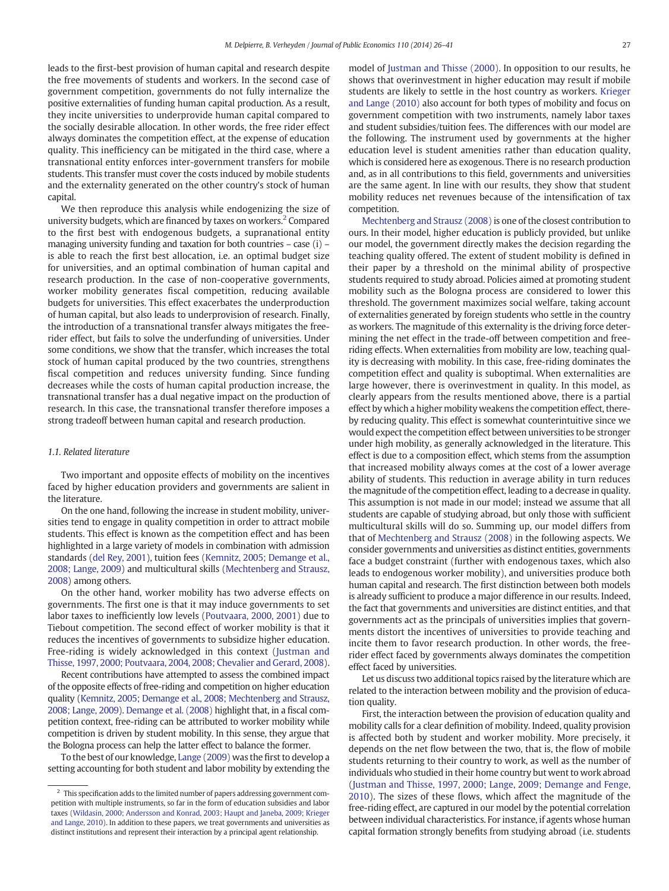leads to the first-best provision of human capital and research despite the free movements of students and workers. In the second case of government competition, governments do not fully internalize the positive externalities of funding human capital production. As a result, they incite universities to underprovide human capital compared to the socially desirable allocation. In other words, the free rider effect always dominates the competition effect, at the expense of education quality. This inefficiency can be mitigated in the third case, where a transnational entity enforces inter-government transfers for mobile students. This transfer must cover the costs induced by mobile students and the externality generated on the other country's stock of human capital.

We then reproduce this analysis while endogenizing the size of university budgets, which are financed by taxes on workers.[2] Compared to the first best with endogenous budgets, a supranational entity managing university funding and taxation for both countries – case (i) – is able to reach the first best allocation, i.e. an optimal budget size for universities, and an optimal combination of human capital and research production. In the case of non-cooperative governments, worker mobility generates fiscal competition, reducing available budgets for universities. This effect exacerbates the underproduction of human capital, but also leads to underprovision of research. Finally, the introduction of a transnational transfer always mitigates the free-rider effect, but fails to solve the underfunding of universities. Under some conditions, we show that the transfer, which increases the total stock of human capital produced by the two countries, strengthens fiscal competition and reduces university funding. Since funding decreases while the costs of human capital production increase, the transnational transfer has a dual negative impact on the production of research. In this case, the transnational transfer therefore imposes a strong tradeoff between human capital and research production.

### 1.1. Related literature

Two important and opposite effects of mobility on the incentives faced by higher education providers and governments are salient in the literature.

On the one hand, following the increase in student mobility, universities tend to engage in quality competition in order to attract mobile students. This effect is known as the competition effect and has been highlighted in a large variety of models in combination with admission standards (del Rey, 2001), tuition fees (Kemnitz, 2005; Demange et al., 2008; Lange, 2009) and multicultural skills (Mechtenberg and Strausz, 2008) among others.

On the other hand, worker mobility has two adverse effects on governments. The first one is that it may induce governments to set labor taxes to inefficiently low levels (Poutvaara, 2000, 2001) due to Tiebout competition. The second effect of worker mobility is that it reduces the incentives of governments to subsidize higher education. Free-riding is widely acknowledged in this context (Justman and Thisse, 1997, 2000; Poutvaara, 2004, 2008; Chevalier and Gerard, 2008).

Recent contributions have attempted to assess the combined impact of the opposite effects of free-riding and competition on higher education quality (Kemnitz, 2005; Demange et al., 2008; Mechtenberg and Strausz, 2008; Lange, 2009). Demange et al. (2008) highlight that, in a fiscal competition context, free-riding can be attributed to worker mobility while competition is driven by student mobility. In this sense, they argue that the Bologna process can help the latter effect to balance the former.

To the best of our knowledge, Lange (2009) was the first to develop a setting accounting for both student and labor mobility by extending the model of Justman and Thisse (2000). In opposition to our results, he shows that overinvestment in higher education may result if mobile students are likely to settle in the host country as workers. Krieger and Lange (2010) also account for both types of mobility and focus on government competition with two instruments, namely labor taxes and student subsidies/tuition fees. The differences with our model are the following. The instrument used by governments at the higher education level is student amenities rather than education quality, which is considered here as exogenous. There is no research production and, as in all contributions to this field, governments and universities are the same agent. In line with our results, they show that student mobility reduces net revenues because of the intensification of tax competition.

Mechtenberg and Strausz (2008) is one of the closest contribution to ours. In their model, higher education is publicly provided, but unlike our model, the government directly makes the decision regarding the teaching quality offered. The extent of student mobility is defined in their paper by a threshold on the minimal ability of prospective students required to study abroad. Policies aimed at promoting student mobility such as the Bologna process are considered to lower this threshold. The government maximizes social welfare, taking account of externalities generated by foreign students who settle in the country as workers. The magnitude of this externality is the driving force determining the net effect in the trade-off between competition and free-riding effects. When externalities from mobility are low, teaching quality is decreasing with mobility. In this case, free-riding dominates the competition effect and quality is suboptimal. When externalities are large however, there is overinvestment in quality. In this model, as clearly appears from the results mentioned above, there is a partial effect by which a higher mobility weakens the competition effect, thereby reducing quality. This effect is somewhat counterintuitive since we would expect the competition effect between universities to be stronger under high mobility, as generally acknowledged in the literature. This effect is due to a composition effect, which stems from the assumption that increased mobility always comes at the cost of a lower average ability of students. This reduction in average ability in turn reduces the magnitude of the competition effect, leading to a decrease in quality. This assumption is not made in our model; instead we assume that all students are capable of studying abroad, but only those with sufficient multicultural skills will do so. Summing up, our model differs from that of Mechtenberg and Strausz (2008) in the following aspects. We consider governments and universities as distinct entities, governments face a budget constraint (further with endogenous taxes, which also leads to endogenous worker mobility), and universities produce both human capital and research. The first distinction between both models is already sufficient to produce a major difference in our results. Indeed, the fact that governments and universities are distinct entities, and that governments act as the principals of universities implies that governments distort the incentives of universities to provide teaching and incite them to favor research production. In other words, the free-rider effect faced by governments always dominates the competition effect faced by universities.

Let us discuss two additional topics raised by the literature which are related to the interaction between mobility and the provision of education quality.

First, the interaction between the provision of education quality and mobility calls for a clear definition of mobility. Indeed, quality provision is affected both by student and worker mobility. More precisely, it depends on the net flow between the two, that is, the flow of mobile students returning to their country to work, as well as the number of individuals who studied in their home country but went to work abroad (Justman and Thisse, 1997, 2000; Lange, 2009; Demange and Fenge, 2010). The sizes of these flows, which affect the magnitude of the free-riding effect, are captured in our model by the potential correlation between individual characteristics. For instance, if agents whose human capital formation strongly benefits from studying abroad (i.e. students

[2] This specification adds to the limited number of papers addressing government competition with multiple instruments, so far in the form of education subsidies and labor taxes (Wildasin, 2000; Andersson and Konrad, 2003; Haupt and Janeba, 2009; Krieger and Lange, 2010). In addition to these papers, we treat governments and universities as distinct institutions and represent their interaction by a principal agent relationship.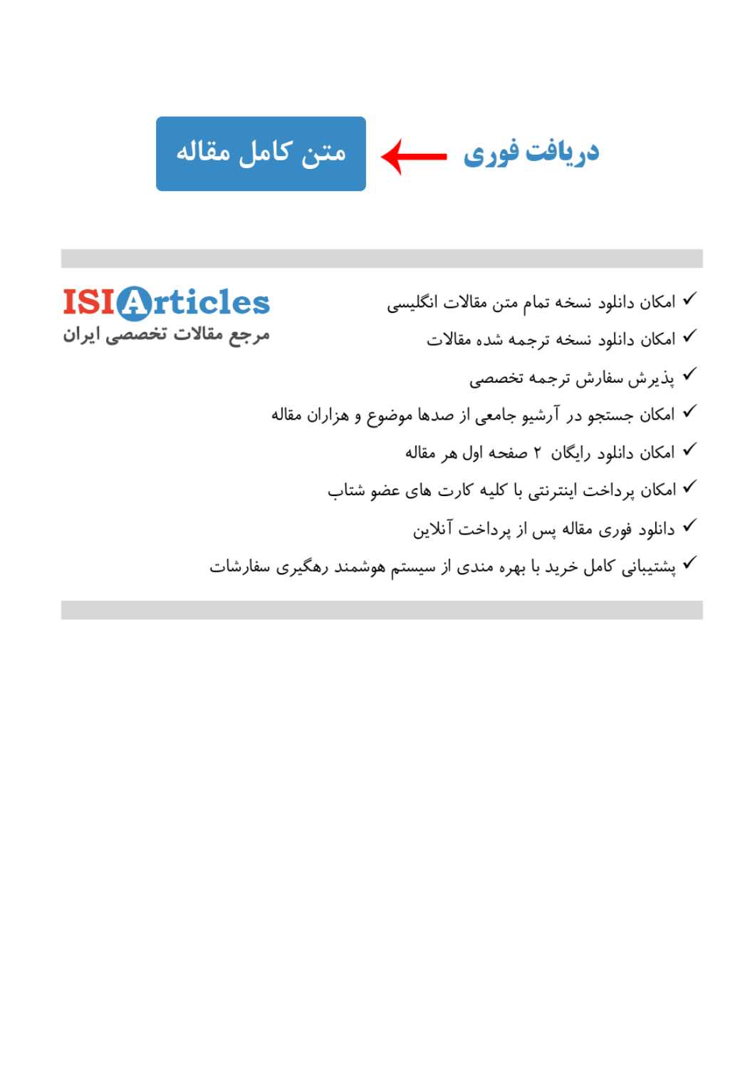دریافت فوری ← متن کامل مقاله

ISIArticles
مرجع مقالات تخصصی ایران

- ✓ امکان دانلود نسخه تمام متن مقالات انگلیسی
- ✓ امکان دانلود نسخه ترجمه شده مقالات
- ✓ پذیرش سفارش ترجمه تخصصی
- ✓ امکان جستجو در آرشیو جامعی از صدها موضوع و هزاران مقاله
- ✓ امکان دانلود رایگان ۲ صفحه اول هر مقاله
- ✓ امکان پرداخت اینترنتی با کلیه کارت های عضو شتاب
- ✓ دانلود فوری مقاله پس از پرداخت آنلاین
- ✓ پشتیبانی کامل خرید با بهره مندی از سیستم هوشمند رهگیری سفارشات